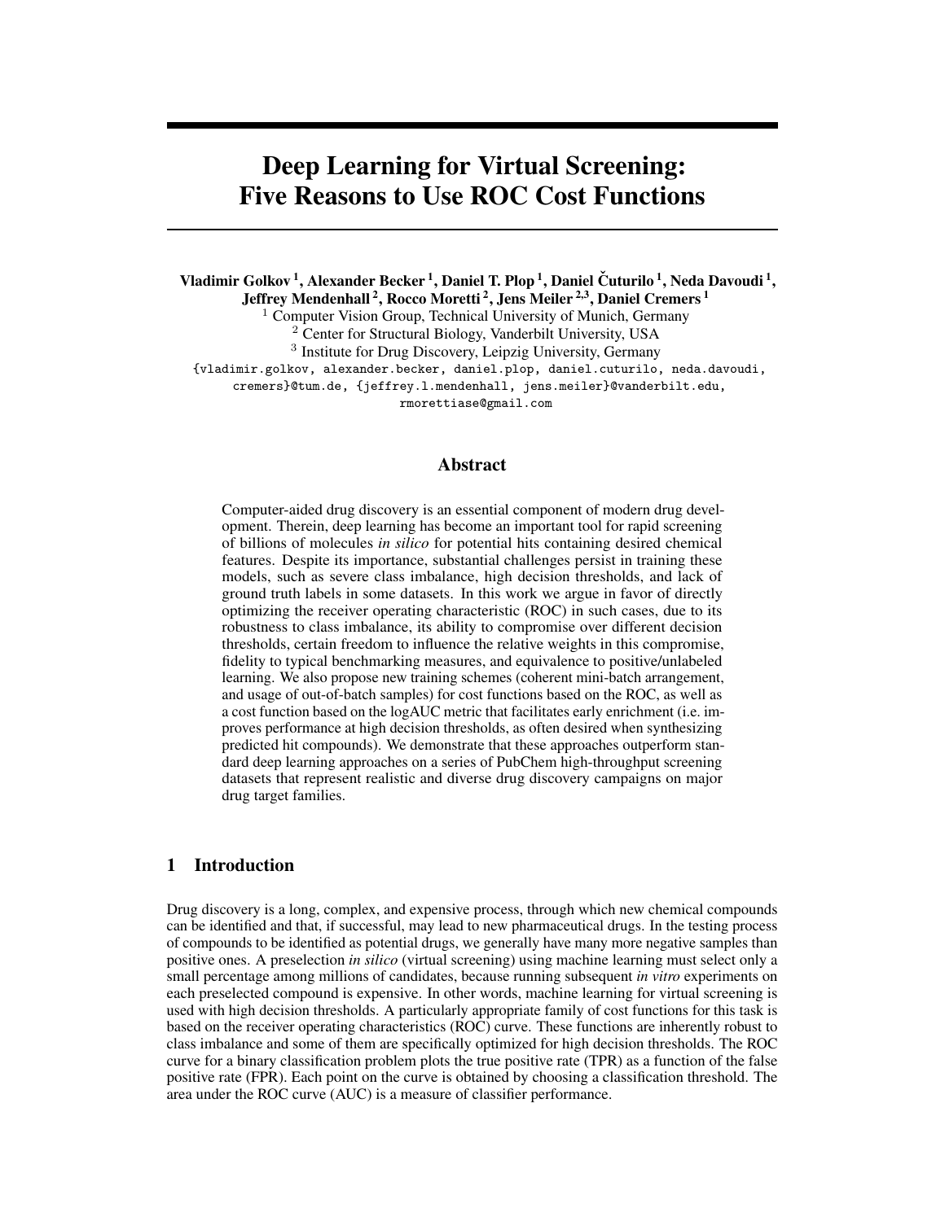# Deep Learning for Virtual Screening: Five Reasons to Use ROC Cost Functions

**Vladimir Golkov [1], Alexander Becker [1], Daniel T. Plop [1], Daniel Čuturilo [1], Neda Davoudi [1], Jeffrey Mendenhall [2], Rocco Moretti [2], Jens Meiler [2,3], Daniel Cremers [1]**

[1] Computer Vision Group, Technical University of Munich, Germany
[2] Center for Structural Biology, Vanderbilt University, USA
[3] Institute for Drug Discovery, Leipzig University, Germany

{vladimir.golkov, alexander.becker, daniel.plop, daniel.cuturilo, neda.davoudi, cremers}@tum.de, {jeffrey.l.mendenhall, jens.meiler}@vanderbilt.edu, rmorettiase@gmail.com

## Abstract

Computer-aided drug discovery is an essential component of modern drug development. Therein, deep learning has become an important tool for rapid screening of billions of molecules *in silico* for potential hits containing desired chemical features. Despite its importance, substantial challenges persist in training these models, such as severe class imbalance, high decision thresholds, and lack of ground truth labels in some datasets. In this work we argue in favor of directly optimizing the receiver operating characteristic (ROC) in such cases, due to its robustness to class imbalance, its ability to compromise over different decision thresholds, certain freedom to influence the relative weights in this compromise, fidelity to typical benchmarking measures, and equivalence to positive/unlabeled learning. We also propose new training schemes (coherent mini-batch arrangement, and usage of out-of-batch samples) for cost functions based on the ROC, as well as a cost function based on the logAUC metric that facilitates early enrichment (i.e. improves performance at high decision thresholds, as often desired when synthesizing predicted hit compounds). We demonstrate that these approaches outperform standard deep learning approaches on a series of PubChem high-throughput screening datasets that represent realistic and diverse drug discovery campaigns on major drug target families.

## 1 Introduction

Drug discovery is a long, complex, and expensive process, through which new chemical compounds can be identified and that, if successful, may lead to new pharmaceutical drugs. In the testing process of compounds to be identified as potential drugs, we generally have many more negative samples than positive ones. A preselection *in silico* (virtual screening) using machine learning must select only a small percentage among millions of candidates, because running subsequent *in vitro* experiments on each preselected compound is expensive. In other words, machine learning for virtual screening is used with high decision thresholds. A particularly appropriate family of cost functions for this task is based on the receiver operating characteristics (ROC) curve. These functions are inherently robust to class imbalance and some of them are specifically optimized for high decision thresholds. The ROC curve for a binary classification problem plots the true positive rate (TPR) as a function of the false positive rate (FPR). Each point on the curve is obtained by choosing a classification threshold. The area under the ROC curve (AUC) is a measure of classifier performance.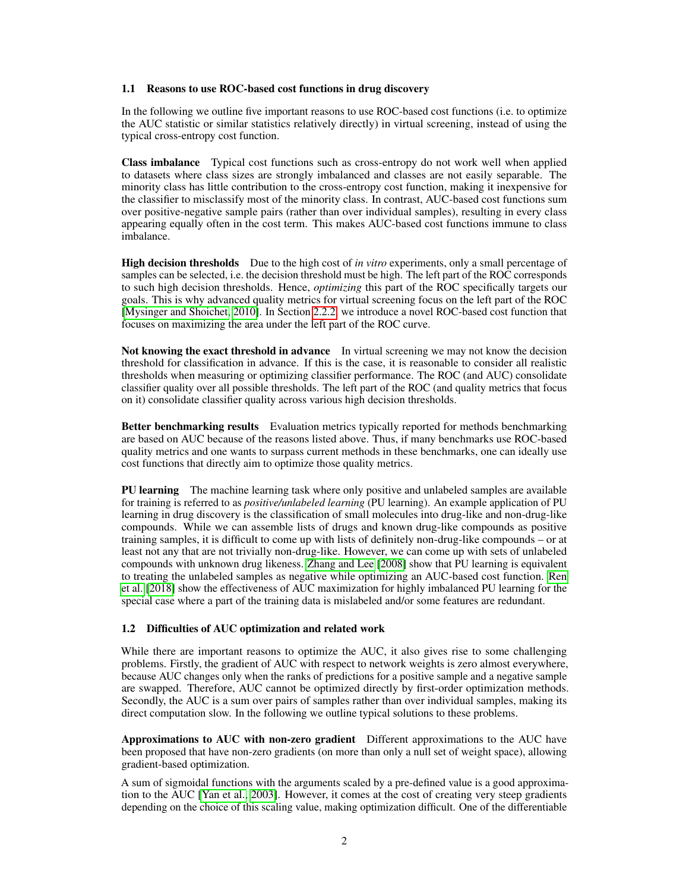### 1.1 Reasons to use ROC-based cost functions in drug discovery

In the following we outline five important reasons to use ROC-based cost functions (i.e. to optimize the AUC statistic or similar statistics relatively directly) in virtual screening, instead of using the typical cross-entropy cost function.

**Class imbalance** Typical cost functions such as cross-entropy do not work well when applied to datasets where class sizes are strongly imbalanced and classes are not easily separable. The minority class has little contribution to the cross-entropy cost function, making it inexpensive for the classifier to misclassify most of the minority class. In contrast, AUC-based cost functions sum over positive-negative sample pairs (rather than over individual samples), resulting in every class appearing equally often in the cost term. This makes AUC-based cost functions immune to class imbalance.

**High decision thresholds** Due to the high cost of *in vitro* experiments, only a small percentage of samples can be selected, i.e. the decision threshold must be high. The left part of the ROC corresponds to such high decision thresholds. Hence, *optimizing* this part of the ROC specifically targets our goals. This is why advanced quality metrics for virtual screening focus on the left part of the ROC [Mysinger and Shoichet, 2010]. In Section 2.2.2, we introduce a novel ROC-based cost function that focuses on maximizing the area under the left part of the ROC curve.

**Not knowing the exact threshold in advance** In virtual screening we may not know the decision threshold for classification in advance. If this is the case, it is reasonable to consider all realistic thresholds when measuring or optimizing classifier performance. The ROC (and AUC) consolidate classifier quality over all possible thresholds. The left part of the ROC (and quality metrics that focus on it) consolidate classifier quality across various high decision thresholds.

**Better benchmarking results** Evaluation metrics typically reported for methods benchmarking are based on AUC because of the reasons listed above. Thus, if many benchmarks use ROC-based quality metrics and one wants to surpass current methods in these benchmarks, one can ideally use cost functions that directly aim to optimize those quality metrics.

**PU learning** The machine learning task where only positive and unlabeled samples are available for training is referred to as *positive/unlabeled learning* (PU learning). An example application of PU learning in drug discovery is the classification of small molecules into drug-like and non-drug-like compounds. While we can assemble lists of drugs and known drug-like compounds as positive training samples, it is difficult to come up with lists of definitely non-drug-like compounds – or at least not any that are not trivially non-drug-like. However, we can come up with sets of unlabeled compounds with unknown drug likeness. Zhang and Lee [2008] show that PU learning is equivalent to treating the unlabeled samples as negative while optimizing an AUC-based cost function. Ren et al. [2018] show the effectiveness of AUC maximization for highly imbalanced PU learning for the special case where a part of the training data is mislabeled and/or some features are redundant.

### 1.2 Difficulties of AUC optimization and related work

While there are important reasons to optimize the AUC, it also gives rise to some challenging problems. Firstly, the gradient of AUC with respect to network weights is zero almost everywhere, because AUC changes only when the ranks of predictions for a positive sample and a negative sample are swapped. Therefore, AUC cannot be optimized directly by first-order optimization methods. Secondly, the AUC is a sum over pairs of samples rather than over individual samples, making its direct computation slow. In the following we outline typical solutions to these problems.

**Approximations to AUC with non-zero gradient** Different approximations to the AUC have been proposed that have non-zero gradients (on more than only a null set of weight space), allowing gradient-based optimization.

A sum of sigmoidal functions with the arguments scaled by a pre-defined value is a good approximation to the AUC [Yan et al., 2003]. However, it comes at the cost of creating very steep gradients depending on the choice of this scaling value, making optimization difficult. One of the differentiable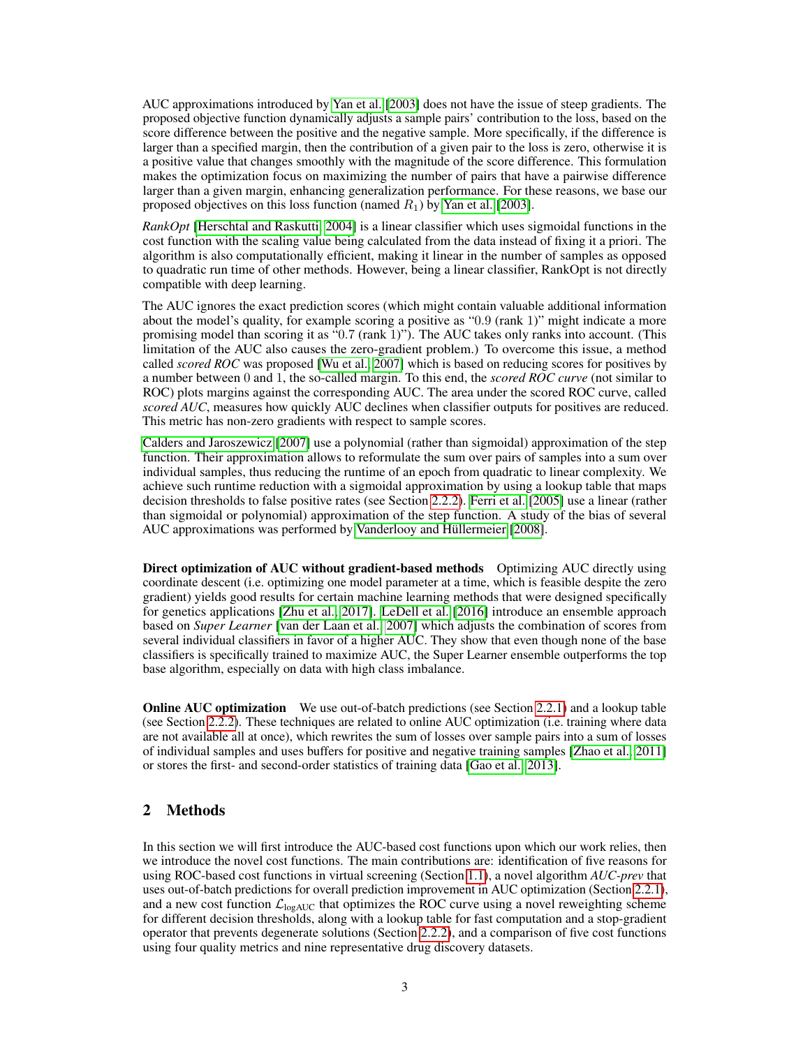AUC approximations introduced by Yan et al. [2003] does not have the issue of steep gradients. The proposed objective function dynamically adjusts a sample pairs' contribution to the loss, based on the score difference between the positive and the negative sample. More specifically, if the difference is larger than a specified margin, then the contribution of a given pair to the loss is zero, otherwise it is a positive value that changes smoothly with the magnitude of the score difference. This formulation makes the optimization focus on maximizing the number of pairs that have a pairwise difference larger than a given margin, enhancing generalization performance. For these reasons, we base our proposed objectives on this loss function (named $R_1$) by Yan et al. [2003].

*RankOpt* [Herschtal and Raskutti, 2004] is a linear classifier which uses sigmoidal functions in the cost function with the scaling value being calculated from the data instead of fixing it a priori. The algorithm is also computationally efficient, making it linear in the number of samples as opposed to quadratic run time of other methods. However, being a linear classifier, RankOpt is not directly compatible with deep learning.

The AUC ignores the exact prediction scores (which might contain valuable additional information about the model's quality, for example scoring a positive as "0.9 (rank 1)" might indicate a more promising model than scoring it as "0.7 (rank 1)"). The AUC takes only ranks into account. (This limitation of the AUC also causes the zero-gradient problem.) To overcome this issue, a method called *scored ROC* was proposed [Wu et al., 2007] which is based on reducing scores for positives by a number between 0 and 1, the so-called margin. To this end, the *scored ROC curve* (not similar to ROC) plots margins against the corresponding AUC. The area under the scored ROC curve, called *scored AUC*, measures how quickly AUC declines when classifier outputs for positives are reduced. This metric has non-zero gradients with respect to sample scores.

Calders and Jaroszewicz [2007] use a polynomial (rather than sigmoidal) approximation of the step function. Their approximation allows to reformulate the sum over pairs of samples into a sum over individual samples, thus reducing the runtime of an epoch from quadratic to linear complexity. We achieve such runtime reduction with a sigmoidal approximation by using a lookup table that maps decision thresholds to false positive rates (see Section 2.2.2). Ferri et al. [2005] use a linear (rather than sigmoidal or polynomial) approximation of the step function. A study of the bias of several AUC approximations was performed by Vanderlooy and Hüllermeier [2008].

**Direct optimization of AUC without gradient-based methods** Optimizing AUC directly using coordinate descent (i.e. optimizing one model parameter at a time, which is feasible despite the zero gradient) yields good results for certain machine learning methods that were designed specifically for genetics applications [Zhu et al., 2017]. LeDell et al. [2016] introduce an ensemble approach based on *Super Learner* [van der Laan et al., 2007] which adjusts the combination of scores from several individual classifiers in favor of a higher AUC. They show that even though none of the base classifiers is specifically trained to maximize AUC, the Super Learner ensemble outperforms the top base algorithm, especially on data with high class imbalance.

**Online AUC optimization** We use out-of-batch predictions (see Section 2.2.1) and a lookup table (see Section 2.2.2). These techniques are related to online AUC optimization (i.e. training where data are not available all at once), which rewrites the sum of losses over sample pairs into a sum of losses of individual samples and uses buffers for positive and negative training samples [Zhao et al., 2011] or stores the first- and second-order statistics of training data [Gao et al., 2013].

## 2 Methods

In this section we will first introduce the AUC-based cost functions upon which our work relies, then we introduce the novel cost functions. The main contributions are: identification of five reasons for using ROC-based cost functions in virtual screening (Section 1.1), a novel algorithm *AUC-prev* that uses out-of-batch predictions for overall prediction improvement in AUC optimization (Section 2.2.1), and a new cost function $\mathcal{L}_{\text{logAUC}}$ that optimizes the ROC curve using a novel reweighting scheme for different decision thresholds, along with a lookup table for fast computation and a stop-gradient operator that prevents degenerate solutions (Section 2.2.2), and a comparison of five cost functions using four quality metrics and nine representative drug discovery datasets.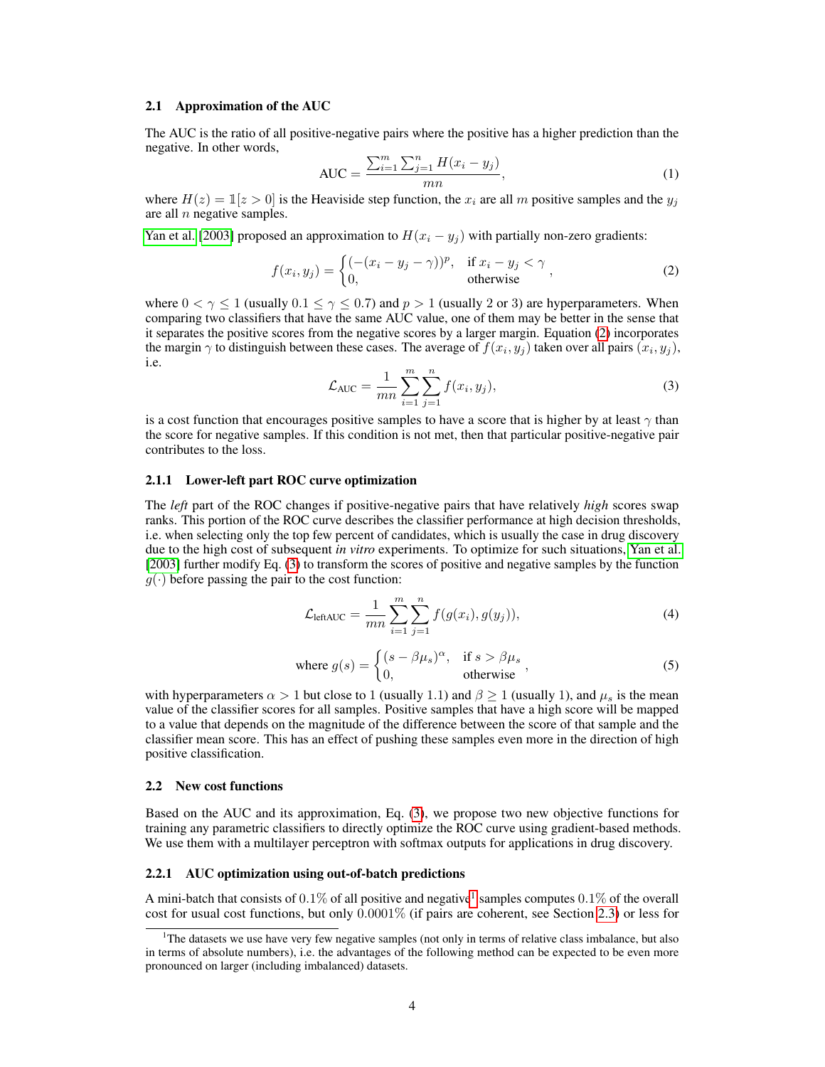### 2.1 Approximation of the AUC

The AUC is the ratio of all positive-negative pairs where the positive has a higher prediction than the negative. In other words,

$$\text{AUC} = \frac{\sum_{i=1}^{m} \sum_{j=1}^{n} H(x_i - y_j)}{mn}, \tag{1}$$

where $H(z) = \mathbb{1}[z > 0]$ is the Heaviside step function, the $x_i$ are all $m$ positive samples and the $y_j$ are all $n$ negative samples.

Yan et al. [2003] proposed an approximation to $H(x_i - y_j)$ with partially non-zero gradients:

$$f(x_i, y_j) = \begin{cases} (-(x_i - y_j - \gamma))^p, & \text{if } x_i - y_j < \gamma \\ 0, & \text{otherwise} \end{cases}, \tag{2}$$

where $0 < \gamma \leq 1$ (usually $0.1 \leq \gamma \leq 0.7$) and $p > 1$ (usually 2 or 3) are hyperparameters. When comparing two classifiers that have the same AUC value, one of them may be better in the sense that it separates the positive scores from the negative scores by a larger margin. Equation (2) incorporates the margin $\gamma$ to distinguish between these cases. The average of $f(x_i, y_j)$ taken over all pairs $(x_i, y_j)$, i.e.

$$\mathcal{L}_{\text{AUC}} = \frac{1}{mn} \sum_{i=1}^{m} \sum_{j=1}^{n} f(x_i, y_j), \tag{3}$$

is a cost function that encourages positive samples to have a score that is higher by at least $\gamma$ than the score for negative samples. If this condition is not met, then that particular positive-negative pair contributes to the loss.

#### 2.1.1 Lower-left part ROC curve optimization

The *left* part of the ROC changes if positive-negative pairs that have relatively *high* scores swap ranks. This portion of the ROC curve describes the classifier performance at high decision thresholds, i.e. when selecting only the top few percent of candidates, which is usually the case in drug discovery due to the high cost of subsequent *in vitro* experiments. To optimize for such situations, Yan et al. [2003] further modify Eq. (3) to transform the scores of positive and negative samples by the function $g(\cdot)$ before passing the pair to the cost function:

$$\mathcal{L}_{\text{leftAUC}} = \frac{1}{mn} \sum_{i=1}^{m} \sum_{j=1}^{n} f(g(x_i), g(y_j)), \tag{4}$$

$$\text{where } g(s) = \begin{cases} (s - \beta\mu_s)^\alpha, & \text{if } s > \beta\mu_s \\ 0, & \text{otherwise} \end{cases}, \tag{5}$$

with hyperparameters $\alpha > 1$ but close to 1 (usually 1.1) and $\beta \geq 1$ (usually 1), and $\mu_s$ is the mean value of the classifier scores for all samples. Positive samples that have a high score will be mapped to a value that depends on the magnitude of the difference between the score of that sample and the classifier mean score. This has an effect of pushing these samples even more in the direction of high positive classification.

### 2.2 New cost functions

Based on the AUC and its approximation, Eq. (3), we propose two new objective functions for training any parametric classifiers to directly optimize the ROC curve using gradient-based methods. We use them with a multilayer perceptron with softmax outputs for applications in drug discovery.

#### 2.2.1 AUC optimization using out-of-batch predictions

A mini-batch that consists of $0.1\%$ of all positive and negative[1] samples computes $0.1\%$ of the overall cost for usual cost functions, but only $0.0001\%$ (if pairs are coherent, see Section 2.3) or less for

[1]The datasets we use have very few negative samples (not only in terms of relative class imbalance, but also in terms of absolute numbers), i.e. the advantages of the following method can be expected to be even more pronounced on larger (including imbalanced) datasets.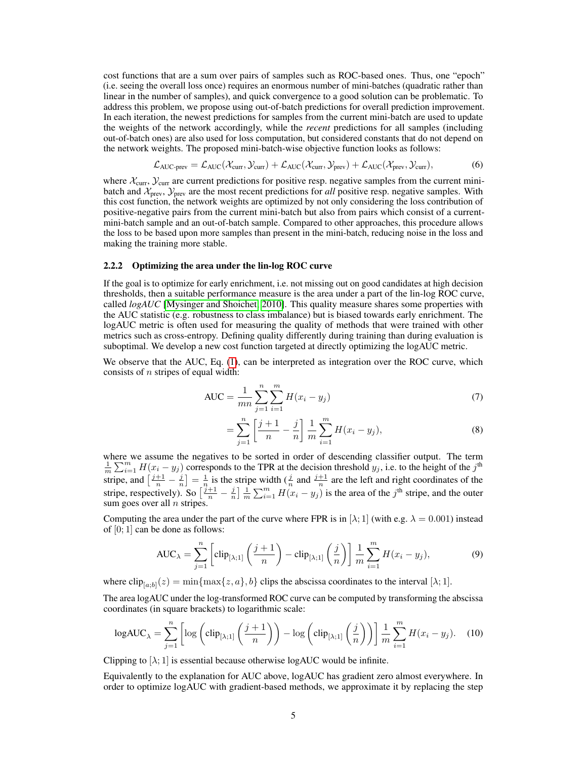cost functions that are a sum over pairs of samples such as ROC-based ones. Thus, one "epoch" (i.e. seeing the overall loss once) requires an enormous number of mini-batches (quadratic rather than linear in the number of samples), and quick convergence to a good solution can be problematic. To address this problem, we propose using out-of-batch predictions for overall prediction improvement. In each iteration, the newest predictions for samples from the current mini-batch are used to update the weights of the network accordingly, while the *recent* predictions for all samples (including out-of-batch ones) are also used for loss computation, but considered constants that do not depend on the network weights. The proposed mini-batch-wise objective function looks as follows:

$$\mathcal{L}_{\text{AUC-prev}} = \mathcal{L}_{\text{AUC}}(\mathcal{X}_{\text{curr}}, \mathcal{Y}_{\text{curr}}) + \mathcal{L}_{\text{AUC}}(\mathcal{X}_{\text{curr}}, \mathcal{Y}_{\text{prev}}) + \mathcal{L}_{\text{AUC}}(\mathcal{X}_{\text{prev}}, \mathcal{Y}_{\text{curr}}), \tag{6}$$

where $\mathcal{X}_{\text{curr}}$, $\mathcal{Y}_{\text{curr}}$ are current predictions for positive resp. negative samples from the current mini-batch and $\mathcal{X}_{\text{prev}}$, $\mathcal{Y}_{\text{prev}}$ are the most recent predictions for *all* positive resp. negative samples. With this cost function, the network weights are optimized by not only considering the loss contribution of positive-negative pairs from the current mini-batch but also from pairs which consist of a current-mini-batch sample and an out-of-batch sample. Compared to other approaches, this procedure allows the loss to be based upon more samples than present in the mini-batch, reducing noise in the loss and making the training more stable.

#### 2.2.2 Optimizing the area under the lin-log ROC curve

If the goal is to optimize for early enrichment, i.e. not missing out on good candidates at high decision thresholds, then a suitable performance measure is the area under a part of the lin-log ROC curve, called *logAUC* [Mysinger and Shoichet, 2010]. This quality measure shares some properties with the AUC statistic (e.g. robustness to class imbalance) but is biased towards early enrichment. The logAUC metric is often used for measuring the quality of methods that were trained with other metrics such as cross-entropy. Defining quality differently during training than during evaluation is suboptimal. We develop a new cost function targeted at directly optimizing the logAUC metric.

We observe that the AUC, Eq. (1), can be interpreted as integration over the ROC curve, which consists of $n$ stripes of equal width:

$$\text{AUC} = \frac{1}{mn} \sum_{j=1}^{n} \sum_{i=1}^{m} H(x_i - y_j) \tag{7}$$

$$= \sum_{j=1}^{n} \left[ \frac{j+1}{n} - \frac{j}{n} \right] \frac{1}{m} \sum_{i=1}^{m} H(x_i - y_j), \tag{8}$$

where we assume the negatives to be sorted in order of descending classifier output. The term $\frac{1}{m}\sum_{i=1}^{m} H(x_i - y_j)$ corresponds to the TPR at the decision threshold $y_j$, i.e. to the height of the $j^{\text{th}}$ stripe, and $\left[\frac{j+1}{n} - \frac{j}{n}\right] = \frac{1}{n}$ is the stripe width ($\frac{j}{n}$ and $\frac{j+1}{n}$ are the left and right coordinates of the stripe, respectively). So $\left[\frac{j+1}{n} - \frac{j}{n}\right] \frac{1}{m}\sum_{i=1}^{m} H(x_i - y_j)$ is the area of the $j^{\text{th}}$ stripe, and the outer sum goes over all $n$ stripes.

Computing the area under the part of the curve where FPR is in $[\lambda; 1]$ (with e.g. $\lambda = 0.001$) instead of $[0; 1]$ can be done as follows:

$$\text{AUC}_{\lambda} = \sum_{j=1}^{n} \left[ \text{clip}_{[\lambda;1]}\left(\frac{j+1}{n}\right) - \text{clip}_{[\lambda;1]}\left(\frac{j}{n}\right) \right] \frac{1}{m} \sum_{i=1}^{m} H(x_i - y_j), \tag{9}$$

where $\text{clip}_{[a;b]}(z) = \min\{\max\{z, a\}, b\}$ clips the abscissa coordinates to the interval $[\lambda; 1]$.

The area logAUC under the log-transformed ROC curve can be computed by transforming the abscissa coordinates (in square brackets) to logarithmic scale:

$$\text{logAUC}_{\lambda} = \sum_{j=1}^{n} \left[ \log\left(\text{clip}_{[\lambda;1]}\left(\frac{j+1}{n}\right)\right) - \log\left(\text{clip}_{[\lambda;1]}\left(\frac{j}{n}\right)\right) \right] \frac{1}{m} \sum_{i=1}^{m} H(x_i - y_j). \tag{10}$$

Clipping to $[\lambda; 1]$ is essential because otherwise logAUC would be infinite.

Equivalently to the explanation for AUC above, logAUC has gradient zero almost everywhere. In order to optimize logAUC with gradient-based methods, we approximate it by replacing the step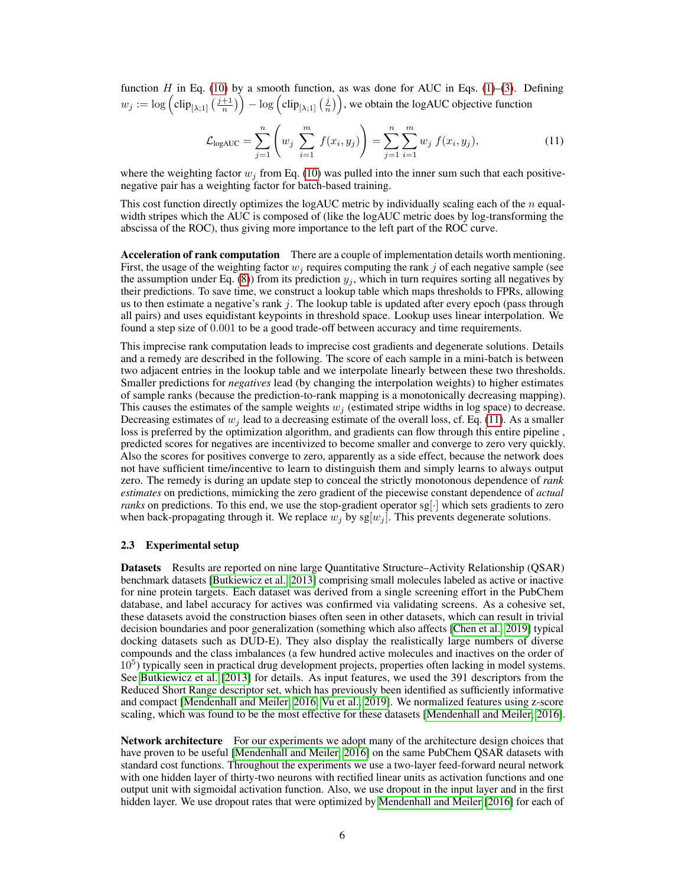function $H$ in Eq. (10) by a smooth function, as was done for AUC in Eqs. (1)–(3). Defining $w_j := \log\left(\text{clip}_{[\lambda;1]}\left(\frac{j+1}{n}\right)\right) - \log\left(\text{clip}_{[\lambda;1]}\left(\frac{j}{n}\right)\right)$, we obtain the logAUC objective function

$$\mathcal{L}_{\text{logAUC}} = \sum_{j=1}^{n}\left(w_j \sum_{i=1}^{m} f(x_i, y_j)\right) = \sum_{j=1}^{n}\sum_{i=1}^{m} w_j\, f(x_i, y_j), \tag{11}$$

where the weighting factor $w_j$ from Eq. (10) was pulled into the inner sum such that each positive-negative pair has a weighting factor for batch-based training.

This cost function directly optimizes the logAUC metric by individually scaling each of the $n$ equal-width stripes which the AUC is composed of (like the logAUC metric does by log-transforming the abscissa of the ROC), thus giving more importance to the left part of the ROC curve.

**Acceleration of rank computation** There are a couple of implementation details worth mentioning. First, the usage of the weighting factor $w_j$ requires computing the rank $j$ of each negative sample (see the assumption under Eq. (8)) from its prediction $y_j$, which in turn requires sorting all negatives by their predictions. To save time, we construct a lookup table which maps thresholds to FPRs, allowing us to then estimate a negative's rank $j$. The lookup table is updated after every epoch (pass through all pairs) and uses equidistant keypoints in threshold space. Lookup uses linear interpolation. We found a step size of $0.001$ to be a good trade-off between accuracy and time requirements.

This imprecise rank computation leads to imprecise cost gradients and degenerate solutions. Details and a remedy are described in the following. The score of each sample in a mini-batch is between two adjacent entries in the lookup table and we interpolate linearly between these two thresholds. Smaller predictions for *negatives* lead (by changing the interpolation weights) to higher estimates of sample ranks (because the prediction-to-rank mapping is a monotonically decreasing mapping). This causes the estimates of the sample weights $w_j$ (estimated stripe widths in log space) to decrease. Decreasing estimates of $w_j$ lead to a decreasing estimate of the overall loss, cf. Eq. (11). As a smaller loss is preferred by the optimization algorithm, and gradients can flow through this entire pipeline , predicted scores for negatives are incentivized to become smaller and converge to zero very quickly. Also the scores for positives converge to zero, apparently as a side effect, because the network does not have sufficient time/incentive to learn to distinguish them and simply learns to always output zero. The remedy is during an update step to conceal the strictly monotonous dependence of *rank estimates* on predictions, mimicking the zero gradient of the piecewise constant dependence of *actual ranks* on predictions. To this end, we use the stop-gradient operator $\text{sg}[\cdot]$ which sets gradients to zero when back-propagating through it. We replace $w_j$ by $\text{sg}[w_j]$. This prevents degenerate solutions.

### 2.3 Experimental setup

**Datasets** Results are reported on nine large Quantitative Structure–Activity Relationship (QSAR) benchmark datasets [Butkiewicz et al., 2013] comprising small molecules labeled as active or inactive for nine protein targets. Each dataset was derived from a single screening effort in the PubChem database, and label accuracy for actives was confirmed via validating screens. As a cohesive set, these datasets avoid the construction biases often seen in other datasets, which can result in trivial decision boundaries and poor generalization (something which also affects [Chen et al., 2019] typical docking datasets such as DUD-E). They also display the realistically large numbers of diverse compounds and the class imbalances (a few hundred active molecules and inactives on the order of $10^5$) typically seen in practical drug development projects, properties often lacking in model systems. See Butkiewicz et al. [2013] for details. As input features, we used the 391 descriptors from the Reduced Short Range descriptor set, which has previously been identified as sufficiently informative and compact [Mendenhall and Meiler, 2016, Vu et al., 2019]. We normalized features using z-score scaling, which was found to be the most effective for these datasets [Mendenhall and Meiler, 2016].

**Network architecture** For our experiments we adopt many of the architecture design choices that have proven to be useful [Mendenhall and Meiler, 2016] on the same PubChem QSAR datasets with standard cost functions. Throughout the experiments we use a two-layer feed-forward neural network with one hidden layer of thirty-two neurons with rectified linear units as activation functions and one output unit with sigmoidal activation function. Also, we use dropout in the input layer and in the first hidden layer. We use dropout rates that were optimized by Mendenhall and Meiler [2016] for each of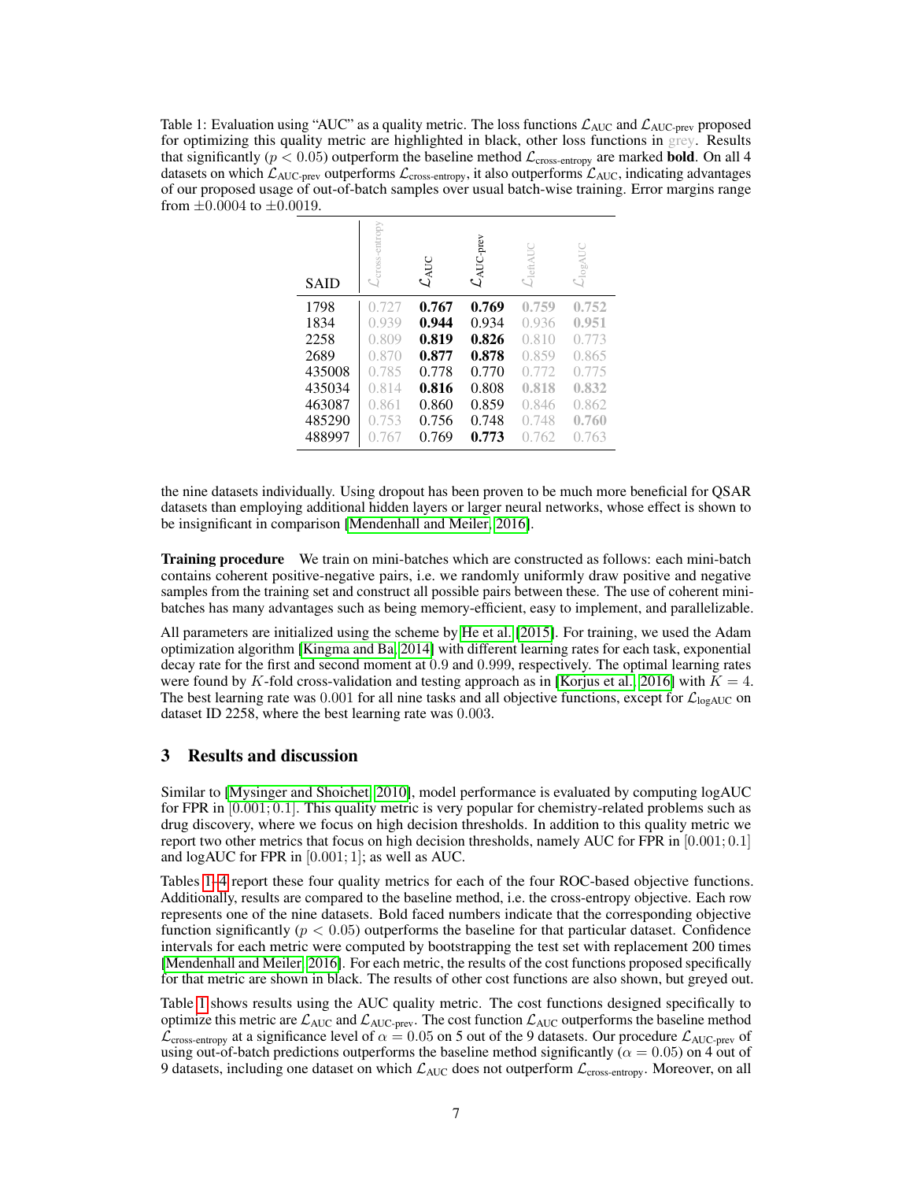Table 1: Evaluation using "AUC" as a quality metric. The loss functions $\mathcal{L}_{\text{AUC}}$ and $\mathcal{L}_{\text{AUC-prev}}$ proposed for optimizing this quality metric are highlighted in black, other loss functions in grey. Results that significantly ($p < 0.05$) outperform the baseline method $\mathcal{L}_{\text{cross-entropy}}$ are marked **bold**. On all 4 datasets on which $\mathcal{L}_{\text{AUC-prev}}$ outperforms $\mathcal{L}_{\text{cross-entropy}}$, it also outperforms $\mathcal{L}_{\text{AUC}}$, indicating advantages of our proposed usage of out-of-batch samples over usual batch-wise training. Error margins range from $\pm 0.0004$ to $\pm 0.0019$.

| SAID | $\mathcal{L}_{\text{cross-entropy}}$ | $\mathcal{L}_{\text{AUC}}$ | $\mathcal{L}_{\text{AUC-prev}}$ | $\mathcal{L}_{\text{leftAUC}}$ | $\mathcal{L}_{\text{logAUC}}$ |
|---|---|---|---|---|---|
| 1798 | 0.727 | **0.767** | **0.769** | **0.759** | **0.752** |
| 1834 | 0.939 | **0.944** | 0.934 | 0.936 | **0.951** |
| 2258 | 0.809 | **0.819** | **0.826** | 0.810 | 0.773 |
| 2689 | 0.870 | **0.877** | **0.878** | 0.859 | 0.865 |
| 435008 | 0.785 | 0.778 | 0.770 | 0.772 | 0.775 |
| 435034 | 0.814 | **0.816** | 0.808 | **0.818** | **0.832** |
| 463087 | 0.861 | 0.860 | 0.859 | 0.846 | 0.862 |
| 485290 | 0.753 | 0.756 | 0.748 | 0.748 | **0.760** |
| 488997 | 0.767 | 0.769 | **0.773** | 0.762 | 0.763 |

the nine datasets individually. Using dropout has been proven to be much more beneficial for QSAR datasets than employing additional hidden layers or larger neural networks, whose effect is shown to be insignificant in comparison [Mendenhall and Meiler, 2016].

**Training procedure** We train on mini-batches which are constructed as follows: each mini-batch contains coherent positive-negative pairs, i.e. we randomly uniformly draw positive and negative samples from the training set and construct all possible pairs between these. The use of coherent mini-batches has many advantages such as being memory-efficient, easy to implement, and parallelizable.

All parameters are initialized using the scheme by He et al. [2015]. For training, we used the Adam optimization algorithm [Kingma and Ba, 2014] with different learning rates for each task, exponential decay rate for the first and second moment at $0.9$ and $0.999$, respectively. The optimal learning rates were found by $K$-fold cross-validation and testing approach as in [Korjus et al., 2016] with $K = 4$. The best learning rate was $0.001$ for all nine tasks and all objective functions, except for $\mathcal{L}_{\text{logAUC}}$ on dataset ID 2258, where the best learning rate was $0.003$.

## 3 Results and discussion

Similar to [Mysinger and Shoichet, 2010], model performance is evaluated by computing logAUC for FPR in $[0.001; 0.1]$. This quality metric is very popular for chemistry-related problems such as drug discovery, where we focus on high decision thresholds. In addition to this quality metric we report two other metrics that focus on high decision thresholds, namely AUC for FPR in $[0.001; 0.1]$ and logAUC for FPR in $[0.001; 1]$; as well as AUC.

Tables 1–4 report these four quality metrics for each of the four ROC-based objective functions. Additionally, results are compared to the baseline method, i.e. the cross-entropy objective. Each row represents one of the nine datasets. Bold faced numbers indicate that the corresponding objective function significantly ($p < 0.05$) outperforms the baseline for that particular dataset. Confidence intervals for each metric were computed by bootstrapping the test set with replacement 200 times [Mendenhall and Meiler, 2016]. For each metric, the results of the cost functions proposed specifically for that metric are shown in black. The results of other cost functions are also shown, but greyed out.

Table 1 shows results using the AUC quality metric. The cost functions designed specifically to optimize this metric are $\mathcal{L}_{\text{AUC}}$ and $\mathcal{L}_{\text{AUC-prev}}$. The cost function $\mathcal{L}_{\text{AUC}}$ outperforms the baseline method $\mathcal{L}_{\text{cross-entropy}}$ at a significance level of $\alpha = 0.05$ on 5 out of the 9 datasets. Our procedure $\mathcal{L}_{\text{AUC-prev}}$ of using out-of-batch predictions outperforms the baseline method significantly ($\alpha = 0.05$) on 4 out of 9 datasets, including one dataset on which $\mathcal{L}_{\text{AUC}}$ does not outperform $\mathcal{L}_{\text{cross-entropy}}$. Moreover, on all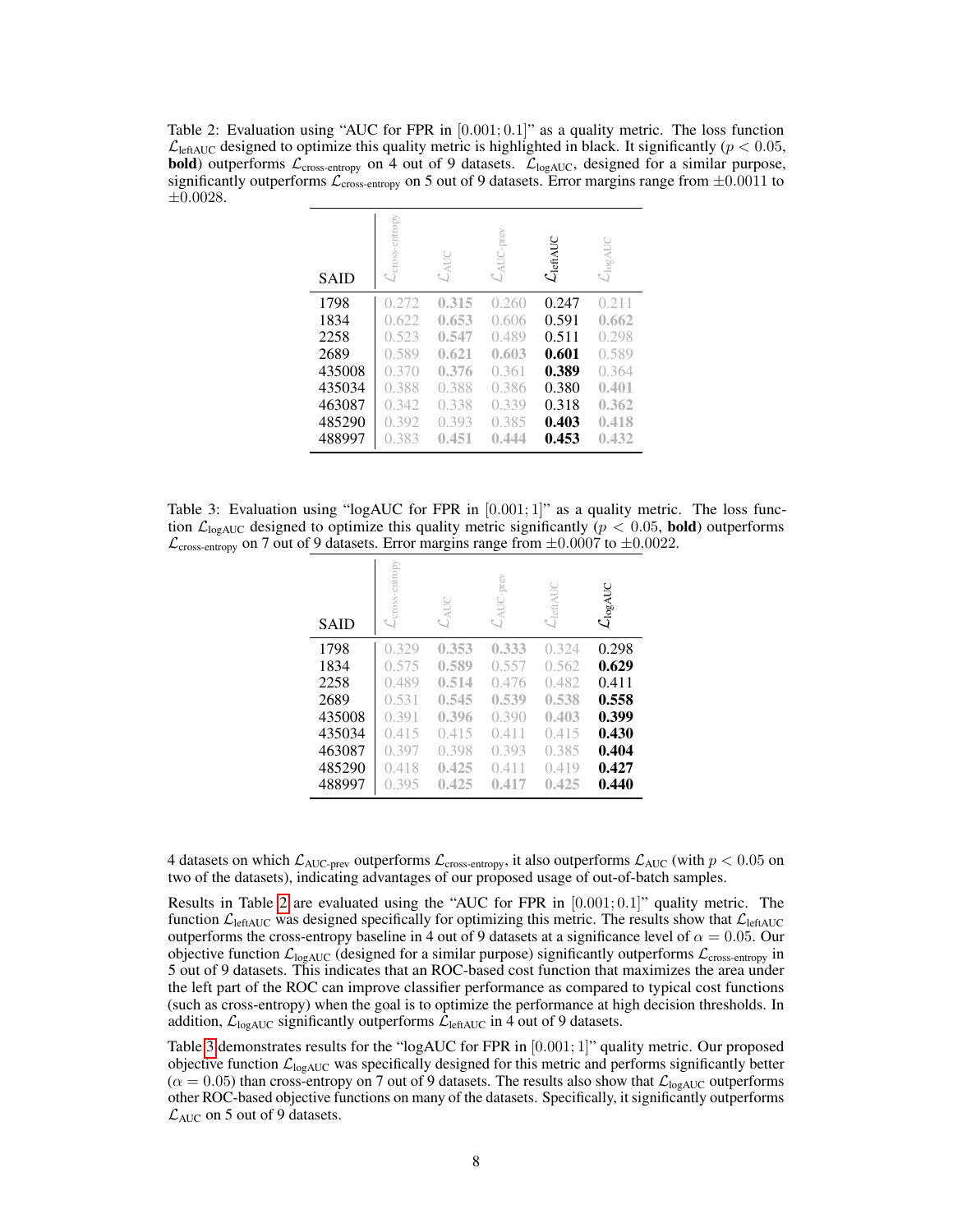Table 2: Evaluation using "AUC for FPR in $[0.001; 0.1]$" as a quality metric. The loss function $\mathcal{L}_{\text{leftAUC}}$ designed to optimize this quality metric is highlighted in black. It significantly ($p < 0.05$, **bold**) outperforms $\mathcal{L}_{\text{cross-entropy}}$ on 4 out of 9 datasets. $\mathcal{L}_{\text{logAUC}}$, designed for a similar purpose, significantly outperforms $\mathcal{L}_{\text{cross-entropy}}$ on 5 out of 9 datasets. Error margins range from $\pm 0.0011$ to $\pm 0.0028$.

| SAID | $\mathcal{L}_{\text{cross-entropy}}$ | $\mathcal{L}_{\text{AUC}}$ | $\mathcal{L}_{\text{AUC-prev}}$ | $\mathcal{L}_{\text{leftAUC}}$ | $\mathcal{L}_{\text{logAUC}}$ |
|---|---|---|---|---|---|
| 1798 | 0.272 | **0.315** | 0.260 | 0.247 | 0.211 |
| 1834 | 0.622 | **0.653** | 0.606 | 0.591 | **0.662** |
| 2258 | 0.523 | **0.547** | 0.489 | 0.511 | 0.298 |
| 2689 | 0.589 | **0.621** | **0.603** | **0.601** | 0.589 |
| 435008 | 0.370 | **0.376** | 0.361 | **0.389** | 0.364 |
| 435034 | 0.388 | 0.388 | 0.386 | 0.380 | **0.401** |
| 463087 | 0.342 | 0.338 | 0.339 | 0.318 | **0.362** |
| 485290 | 0.392 | 0.393 | 0.385 | **0.403** | **0.418** |
| 488997 | 0.383 | **0.451** | **0.444** | **0.453** | **0.432** |

Table 3: Evaluation using "logAUC for FPR in $[0.001; 1]$" as a quality metric. The loss function $\mathcal{L}_{\text{logAUC}}$ designed to optimize this quality metric significantly ($p < 0.05$, **bold**) outperforms $\mathcal{L}_{\text{cross-entropy}}$ on 7 out of 9 datasets. Error margins range from $\pm 0.0007$ to $\pm 0.0022$.

| SAID | $\mathcal{L}_{\text{cross-entropy}}$ | $\mathcal{L}_{\text{AUC}}$ | $\mathcal{L}_{\text{AUC-prev}}$ | $\mathcal{L}_{\text{leftAUC}}$ | $\mathcal{L}_{\text{logAUC}}$ |
|---|---|---|---|---|---|
| 1798 | 0.329 | **0.353** | **0.333** | 0.324 | 0.298 |
| 1834 | 0.575 | **0.589** | 0.557 | 0.562 | **0.629** |
| 2258 | 0.489 | **0.514** | 0.476 | 0.482 | 0.411 |
| 2689 | 0.531 | **0.545** | **0.539** | **0.538** | **0.558** |
| 435008 | 0.391 | **0.396** | 0.390 | **0.403** | **0.399** |
| 435034 | 0.415 | 0.415 | 0.411 | 0.415 | **0.430** |
| 463087 | 0.397 | 0.398 | 0.393 | 0.385 | **0.404** |
| 485290 | 0.418 | **0.425** | 0.411 | 0.419 | **0.427** |
| 488997 | 0.395 | **0.425** | **0.417** | **0.425** | **0.440** |

4 datasets on which $\mathcal{L}_{\text{AUC-prev}}$ outperforms $\mathcal{L}_{\text{cross-entropy}}$, it also outperforms $\mathcal{L}_{\text{AUC}}$ (with $p < 0.05$ on two of the datasets), indicating advantages of our proposed usage of out-of-batch samples.

Results in Table 2 are evaluated using the "AUC for FPR in $[0.001; 0.1]$" quality metric. The function $\mathcal{L}_{\text{leftAUC}}$ was designed specifically for optimizing this metric. The results show that $\mathcal{L}_{\text{leftAUC}}$ outperforms the cross-entropy baseline in 4 out of 9 datasets at a significance level of $\alpha = 0.05$. Our objective function $\mathcal{L}_{\text{logAUC}}$ (designed for a similar purpose) significantly outperforms $\mathcal{L}_{\text{cross-entropy}}$ in 5 out of 9 datasets. This indicates that an ROC-based cost function that maximizes the area under the left part of the ROC can improve classifier performance as compared to typical cost functions (such as cross-entropy) when the goal is to optimize the performance at high decision thresholds. In addition, $\mathcal{L}_{\text{logAUC}}$ significantly outperforms $\mathcal{L}_{\text{leftAUC}}$ in 4 out of 9 datasets.

Table 3 demonstrates results for the "logAUC for FPR in $[0.001; 1]$" quality metric. Our proposed objective function $\mathcal{L}_{\text{logAUC}}$ was specifically designed for this metric and performs significantly better ($\alpha = 0.05$) than cross-entropy on 7 out of 9 datasets. The results also show that $\mathcal{L}_{\text{logAUC}}$ outperforms other ROC-based objective functions on many of the datasets. Specifically, it significantly outperforms $\mathcal{L}_{\text{AUC}}$ on 5 out of 9 datasets.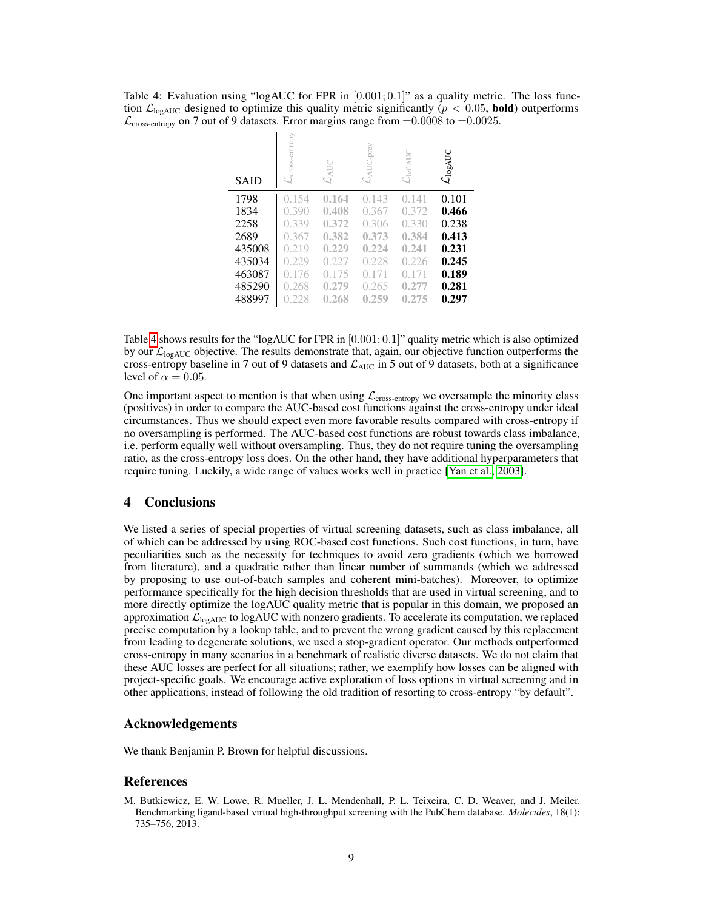Table 4: Evaluation using "logAUC for FPR in $[0.001; 0.1]$" as a quality metric. The loss function $\mathcal{L}_{\text{logAUC}}$ designed to optimize this quality metric significantly ($p < 0.05$, **bold**) outperforms $\mathcal{L}_{\text{cross-entropy}}$ on 7 out of 9 datasets. Error margins range from $\pm 0.0008$ to $\pm 0.0025$.

| SAID | $\mathcal{L}_{\text{cross-entropy}}$ | $\mathcal{L}_{\text{AUC}}$ | $\mathcal{L}_{\text{AUC-prev}}$ | $\mathcal{L}_{\text{leftAUC}}$ | $\mathcal{L}_{\text{logAUC}}$ |
|---|---|---|---|---|---|
| 1798 | 0.154 | **0.164** | 0.143 | 0.141 | 0.101 |
| 1834 | 0.390 | **0.408** | 0.367 | 0.372 | **0.466** |
| 2258 | 0.339 | **0.372** | 0.306 | 0.330 | 0.238 |
| 2689 | 0.367 | **0.382** | **0.373** | **0.384** | **0.413** |
| 435008 | 0.219 | **0.229** | **0.224** | **0.241** | **0.231** |
| 435034 | 0.229 | 0.227 | 0.228 | 0.226 | **0.245** |
| 463087 | 0.176 | 0.175 | 0.171 | 0.171 | **0.189** |
| 485290 | 0.268 | **0.279** | 0.265 | **0.277** | **0.281** |
| 488997 | 0.228 | **0.268** | **0.259** | **0.275** | **0.297** |

Table 4 shows results for the "logAUC for FPR in $[0.001; 0.1]$" quality metric which is also optimized by our $\mathcal{L}_{\text{logAUC}}$ objective. The results demonstrate that, again, our objective function outperforms the cross-entropy baseline in 7 out of 9 datasets and $\mathcal{L}_{\text{AUC}}$ in 5 out of 9 datasets, both at a significance level of $\alpha = 0.05$.

One important aspect to mention is that when using $\mathcal{L}_{\text{cross-entropy}}$ we oversample the minority class (positives) in order to compare the AUC-based cost functions against the cross-entropy under ideal circumstances. Thus we should expect even more favorable results compared with cross-entropy if no oversampling is performed. The AUC-based cost functions are robust towards class imbalance, i.e. perform equally well without oversampling. Thus, they do not require tuning the oversampling ratio, as the cross-entropy loss does. On the other hand, they have additional hyperparameters that require tuning. Luckily, a wide range of values works well in practice [Yan et al., 2003].

## 4 Conclusions

We listed a series of special properties of virtual screening datasets, such as class imbalance, all of which can be addressed by using ROC-based cost functions. Such cost functions, in turn, have peculiarities such as the necessity for techniques to avoid zero gradients (which we borrowed from literature), and a quadratic rather than linear number of summands (which we addressed by proposing to use out-of-batch samples and coherent mini-batches). Moreover, to optimize performance specifically for the high decision thresholds that are used in virtual screening, and to more directly optimize the logAUC quality metric that is popular in this domain, we proposed an approximation $\mathcal{L}_{\text{logAUC}}$ to logAUC with nonzero gradients. To accelerate its computation, we replaced precise computation by a lookup table, and to prevent the wrong gradient caused by this replacement from leading to degenerate solutions, we used a stop-gradient operator. Our methods outperformed cross-entropy in many scenarios in a benchmark of realistic diverse datasets. We do not claim that these AUC losses are perfect for all situations; rather, we exemplify how losses can be aligned with project-specific goals. We encourage active exploration of loss options in virtual screening and in other applications, instead of following the old tradition of resorting to cross-entropy "by default".

## Acknowledgements

We thank Benjamin P. Brown for helpful discussions.

## References

M. Butkiewicz, E. W. Lowe, R. Mueller, J. L. Mendenhall, P. L. Teixeira, C. D. Weaver, and J. Meiler. Benchmarking ligand-based virtual high-throughput screening with the PubChem database. *Molecules*, 18(1): 735–756, 2013.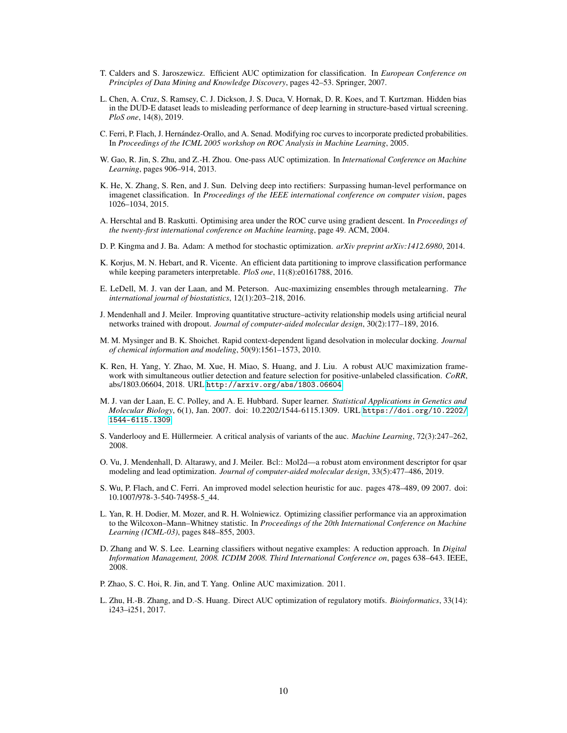T. Calders and S. Jaroszewicz. Efficient AUC optimization for classification. In *European Conference on Principles of Data Mining and Knowledge Discovery*, pages 42–53. Springer, 2007.

L. Chen, A. Cruz, S. Ramsey, C. J. Dickson, J. S. Duca, V. Hornak, D. R. Koes, and T. Kurtzman. Hidden bias in the DUD-E dataset leads to misleading performance of deep learning in structure-based virtual screening. *PloS one*, 14(8), 2019.

C. Ferri, P. Flach, J. Hernández-Orallo, and A. Senad. Modifying roc curves to incorporate predicted probabilities. In *Proceedings of the ICML 2005 workshop on ROC Analysis in Machine Learning*, 2005.

W. Gao, R. Jin, S. Zhu, and Z.-H. Zhou. One-pass AUC optimization. In *International Conference on Machine Learning*, pages 906–914, 2013.

K. He, X. Zhang, S. Ren, and J. Sun. Delving deep into rectifiers: Surpassing human-level performance on imagenet classification. In *Proceedings of the IEEE international conference on computer vision*, pages 1026–1034, 2015.

A. Herschtal and B. Raskutti. Optimising area under the ROC curve using gradient descent. In *Proceedings of the twenty-first international conference on Machine learning*, page 49. ACM, 2004.

D. P. Kingma and J. Ba. Adam: A method for stochastic optimization. *arXiv preprint arXiv:1412.6980*, 2014.

K. Korjus, M. N. Hebart, and R. Vicente. An efficient data partitioning to improve classification performance while keeping parameters interpretable. *PloS one*, 11(8):e0161788, 2016.

E. LeDell, M. J. van der Laan, and M. Peterson. Auc-maximizing ensembles through metalearning. *The international journal of biostatistics*, 12(1):203–218, 2016.

J. Mendenhall and J. Meiler. Improving quantitative structure–activity relationship models using artificial neural networks trained with dropout. *Journal of computer-aided molecular design*, 30(2):177–189, 2016.

M. M. Mysinger and B. K. Shoichet. Rapid context-dependent ligand desolvation in molecular docking. *Journal of chemical information and modeling*, 50(9):1561–1573, 2010.

K. Ren, H. Yang, Y. Zhao, M. Xue, H. Miao, S. Huang, and J. Liu. A robust AUC maximization framework with simultaneous outlier detection and feature selection for positive-unlabeled classification. *CoRR*, abs/1803.06604, 2018. URL `http://arxiv.org/abs/1803.06604`.

M. J. van der Laan, E. C. Polley, and A. E. Hubbard. Super learner. *Statistical Applications in Genetics and Molecular Biology*, 6(1), Jan. 2007. doi: 10.2202/1544-6115.1309. URL `https://doi.org/10.2202/1544-6115.1309`.

S. Vanderlooy and E. Hüllermeier. A critical analysis of variants of the auc. *Machine Learning*, 72(3):247–262, 2008.

O. Vu, J. Mendenhall, D. Altarawy, and J. Meiler. Bcl:: Mol2d—a robust atom environment descriptor for qsar modeling and lead optimization. *Journal of computer-aided molecular design*, 33(5):477–486, 2019.

S. Wu, P. Flach, and C. Ferri. An improved model selection heuristic for auc. pages 478–489, 09 2007. doi: 10.1007/978-3-540-74958-5_44.

L. Yan, R. H. Dodier, M. Mozer, and R. H. Wolniewicz. Optimizing classifier performance via an approximation to the Wilcoxon–Mann–Whitney statistic. In *Proceedings of the 20th International Conference on Machine Learning (ICML-03)*, pages 848–855, 2003.

D. Zhang and W. S. Lee. Learning classifiers without negative examples: A reduction approach. In *Digital Information Management, 2008. ICDIM 2008. Third International Conference on*, pages 638–643. IEEE, 2008.

P. Zhao, S. C. Hoi, R. Jin, and T. Yang. Online AUC maximization. 2011.

L. Zhu, H.-B. Zhang, and D.-S. Huang. Direct AUC optimization of regulatory motifs. *Bioinformatics*, 33(14): i243–i251, 2017.